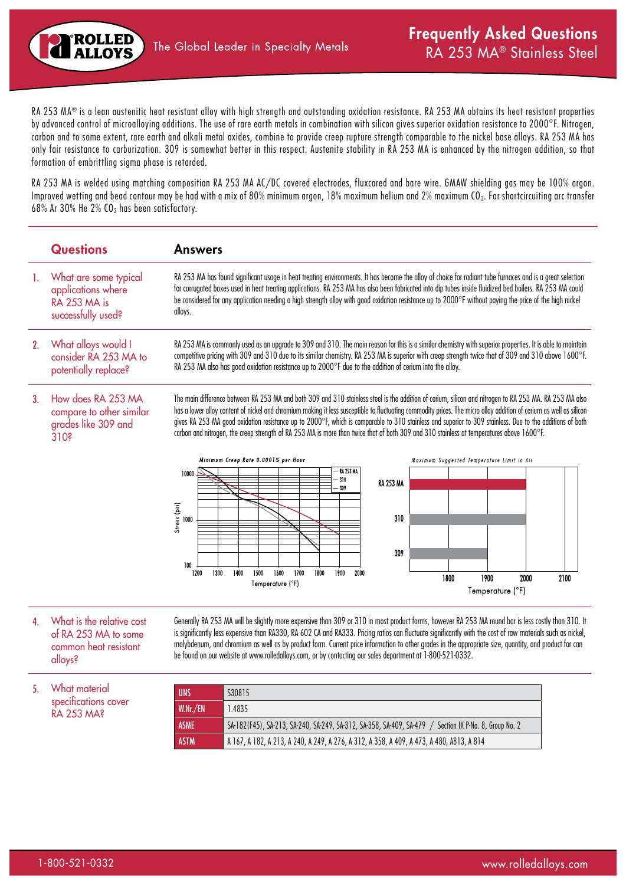# Frequently Asked Questions

## RA 253 MA® Stainless Steel

RA 253 MA® is a lean austenitic heat resistant alloy with high strength and outstanding oxidation resistance. RA 253 MA obtains its heat resistant properties by advanced control of microalloying additions. The use of rare earth metals in combination with silicon gives superior oxidation resistance to 2000°F. Nitrogen, carbon and to some extent, rare earth and alkali metal oxides, combine to provide creep rupture strength comparable to the nickel base alloys. RA 253 MA has only fair resistance to carburization. 309 is somewhat better in this respect. Austenite stability in RA 253 MA is enhanced by the nitrogen addition, so that formation of embrittling sigma phase is retarded.

RA 253 MA is welded using matching composition RA 253 MA AC/DC covered electrodes, fluxcored and bare wire. GMAW shielding gas may be 100% argon. Improved wetting and bead contour may be had with a mix of 80% minimum argon, 18% maximum helium and 2% maximum $CO_2$. For shortcircuiting arc transfer 68% Ar 30% He 2% $CO_2$ has been satisfactory.

| Questions | Answers |
|---|---|
| 1. What are some typical applications where RA 253 MA is successfully used? | RA 253 MA has found significant usage in heat treating environments. It has become the alloy of choice for radiant tube furnaces and is a great selection for corrugated boxes used in heat treating applications. RA 253 MA has also been fabricated into dip tubes inside fluidized bed boilers. RA 253 MA could be considered for any application needing a high strength alloy with good oxidation resistance up to 2000°F without paying the price of the high nickel alloys. |
| 2. What alloys would I consider RA 253 MA to potentially replace? | RA 253 MA is commonly used as an upgrade to 309 and 310. The main reason for this is a similar chemistry with superior properties. It is able to maintain competitive pricing with 309 and 310 due to its similar chemistry. RA 253 MA is superior with creep strength twice that of 309 and 310 above 1600°F. RA 253 MA also has good oxidation resistance up to 2000°F due to the addition of cerium into the alloy. |
| 3. How does RA 253 MA compare to other similar grades like 309 and 310? | The main difference between RA 253 MA and both 309 and 310 stainless steel is the addition of cerium, silicon and nitrogen to RA 253 MA. RA 253 MA also has a lower alloy content of nickel and chromium making it less susceptible to fluctuating commodity prices. The micro alloy addition of cerium as well as silicon gives RA 253 MA good oxidation resistance up to 2000°F, which is comparable to 310 stainless and superior to 309 stainless. Due to the additions of both carbon and nitrogen, the creep strength of RA 253 MA is more than twice that of both 309 and 310 stainless at temperatures above 1600°F. |

*Minimum Creep Rate 0.0001% per Hour* — Stress (psi) vs. Temperature (°F); curves: RA 253 MA, 310, 309

*Maximum Suggested Temperature Limit in Air* — RA 253 MA, 310, 309 vs. Temperature (°F)

| Questions | Answers |
|---|---|
| 4. What is the relative cost of RA 253 MA to some common heat resistant alloys? | Generally RA 253 MA will be slightly more expensive than 309 or 310 in most product forms, however RA 253 MA round bar is less costly than 310. It is significantly less expensive than RA330, RA 602 CA and RA333. Pricing ratios can fluctuate significantly with the cost of raw materials such as nickel, molybdenum, and chromium as well as by product form. Current price information to other grades in the appropriate size, quantity, and product for can be found on our website at www.rolledalloys.com, or by contacting our sales department at 1-800-521-0332. |
| 5. What material specifications cover RA 253 MA? | See table below |

| | |
|---|---|
| UNS | S30815 |
| W.Nr./EN | 1.4835 |
| ASME | SA-182(F45), SA-213, SA-240, SA-249, SA-312, SA-358, SA-409, SA-479 / Section IX P-No. 8, Group No. 2 |
| ASTM | A 167, A 182, A 213, A 240, A 249, A 276, A 312, A 358, A 409, A 473, A 480, A813, A 814 |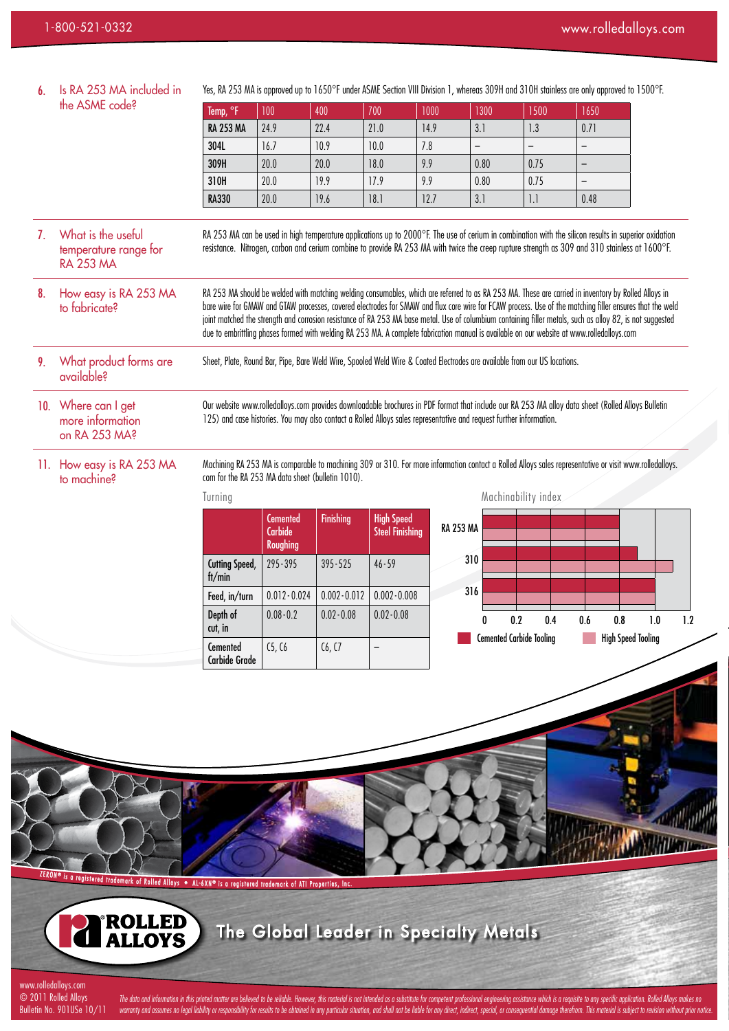6. **Is RA 253 MA included in the ASME code?**

Yes, RA 253 MA is approved up to 1650°F under ASME Section VIII Division 1, whereas 309H and 310H stainless are only approved to 1500°F.

| Temp, °F | 100 | 400 | 700 | 1000 | 1300 | 1500 | 1650 |
|---|---|---|---|---|---|---|---|
| **RA 253 MA** | 24.9 | 22.4 | 21.0 | 14.9 | 3.1 | 1.3 | 0.71 |
| **304L** | 16.7 | 10.9 | 10.0 | 7.8 | – | – | – |
| **309H** | 20.0 | 20.0 | 18.0 | 9.9 | 0.80 | 0.75 | – |
| **310H** | 20.0 | 19.9 | 17.9 | 9.9 | 0.80 | 0.75 | – |
| **RA330** | 20.0 | 19.6 | 18.1 | 12.7 | 3.1 | 1.1 | 0.48 |

7. **What is the useful temperature range for RA 253 MA**

RA 253 MA can be used in high temperature applications up to 2000°F. The use of cerium in combination with the silicon results in superior oxidation resistance. Nitrogen, carbon and cerium combine to provide RA 253 MA with twice the creep rupture strength as 309 and 310 stainless at 1600°F.

8. **How easy is RA 253 MA to fabricate?**

RA 253 MA should be welded with matching welding consumables, which are referred to as RA 253 MA. These are carried in inventory by Rolled Alloys in bare wire for GMAW and GTAW processes, covered electrodes for SMAW and flux core wire for FCAW process. Use of the matching filler ensures that the weld joint matched the strength and corrosion resistance of RA 253 MA base metal. Use of columbium containing filler metals, such as alloy 82, is not suggested due to embrittling phases formed with welding RA 253 MA. A complete fabrication manual is available on our website at www.rolledalloys.com

9. **What product forms are available?**

Sheet, Plate, Round Bar, Pipe, Bare Weld Wire, Spooled Weld Wire & Coated Electrodes are available from our US locations.

10. **Where can I get more information on RA 253 MA?**

Our website www.rolledalloys.com provides downloadable brochures in PDF format that include our RA 253 MA alloy data sheet (Rolled Alloys Bulletin 125) and case histories. You may also contact a Rolled Alloys sales representative and request further information.

11. **How easy is RA 253 MA to machine?**

Machining RA 253 MA is comparable to machining 309 or 310. For more information contact a Rolled Alloys sales representative or visit www.rolledalloys.com for the RA 253 MA data sheet (bulletin 1010).

Turning

| | Cemented Carbide Roughing | Finishing | High Speed Steel Finishing |
|---|---|---|---|
| Cutting Speed, ft/min | 295-395 | 395-525 | 46-59 |
| Feed, in/turn | 0.012-0.024 | 0.002-0.012 | 0.002-0.008 |
| Depth of cut, in | 0.08-0.2 | 0.02-0.08 | 0.02-0.08 |
| Cemented Carbide Grade | C5, C6 | C6, C7 | – |

Machinability index

RA 253 MA
310
316
0 0.2 0.4 0.6 0.8 1.0 1.2
Cemented Carbide Tooling High Speed Tooling

ZERON® is a registered trademark of Rolled Alloys • AL-6XN® is a registered trademark of ATI Properties, Inc.

ROLLED ALLOYS — The Global Leader in Specialty Metals

www.rolledalloys.com
© 2011 Rolled Alloys
Bulletin No. 901USe 10/11

*The data and information in this printed matter are believed to be reliable. However, this material is not intended as a substitute for competent professional engineering assistance which is a requisite to any specific application. Rolled Alloys makes no warranty and assumes no legal liability or responsibility for results to be obtained in any particular situation, and shall not be liable for any direct, indirect, special, or consequential damage therefrom. This material is subject to revision without prior notice.*